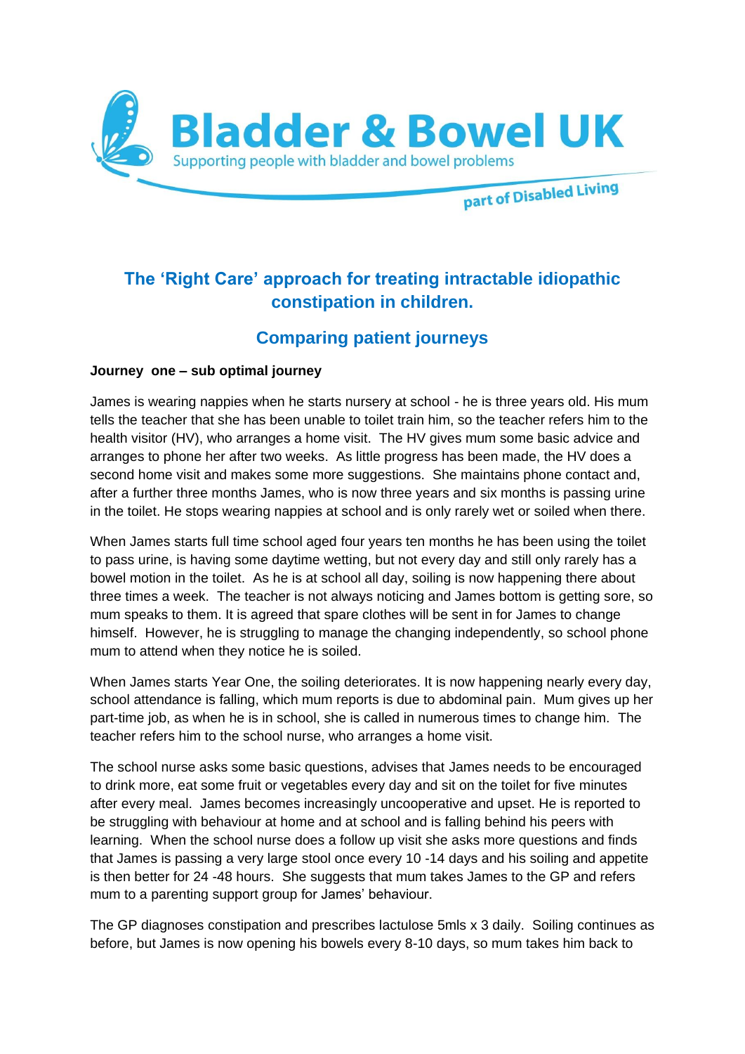Bladder & Bowel UK

Supporting people with bladder and bowel problems

part of Disabled Living

## The 'Right Care' approach for treating intractable idiopathic constipation in children.

## Comparing patient journeys

**Journey one – sub optimal journey**

James is wearing nappies when he starts nursery at school - he is three years old. His mum tells the teacher that she has been unable to toilet train him, so the teacher refers him to the health visitor (HV), who arranges a home visit. The HV gives mum some basic advice and arranges to phone her after two weeks. As little progress has been made, the HV does a second home visit and makes some more suggestions. She maintains phone contact and, after a further three months James, who is now three years and six months is passing urine in the toilet. He stops wearing nappies at school and is only rarely wet or soiled when there.

When James starts full time school aged four years ten months he has been using the toilet to pass urine, is having some daytime wetting, but not every day and still only rarely has a bowel motion in the toilet. As he is at school all day, soiling is now happening there about three times a week. The teacher is not always noticing and James bottom is getting sore, so mum speaks to them. It is agreed that spare clothes will be sent in for James to change himself. However, he is struggling to manage the changing independently, so school phone mum to attend when they notice he is soiled.

When James starts Year One, the soiling deteriorates. It is now happening nearly every day, school attendance is falling, which mum reports is due to abdominal pain. Mum gives up her part-time job, as when he is in school, she is called in numerous times to change him. The teacher refers him to the school nurse, who arranges a home visit.

The school nurse asks some basic questions, advises that James needs to be encouraged to drink more, eat some fruit or vegetables every day and sit on the toilet for five minutes after every meal. James becomes increasingly uncooperative and upset. He is reported to be struggling with behaviour at home and at school and is falling behind his peers with learning. When the school nurse does a follow up visit she asks more questions and finds that James is passing a very large stool once every 10 -14 days and his soiling and appetite is then better for 24 -48 hours. She suggests that mum takes James to the GP and refers mum to a parenting support group for James' behaviour.

The GP diagnoses constipation and prescribes lactulose 5mls x 3 daily. Soiling continues as before, but James is now opening his bowels every 8-10 days, so mum takes him back to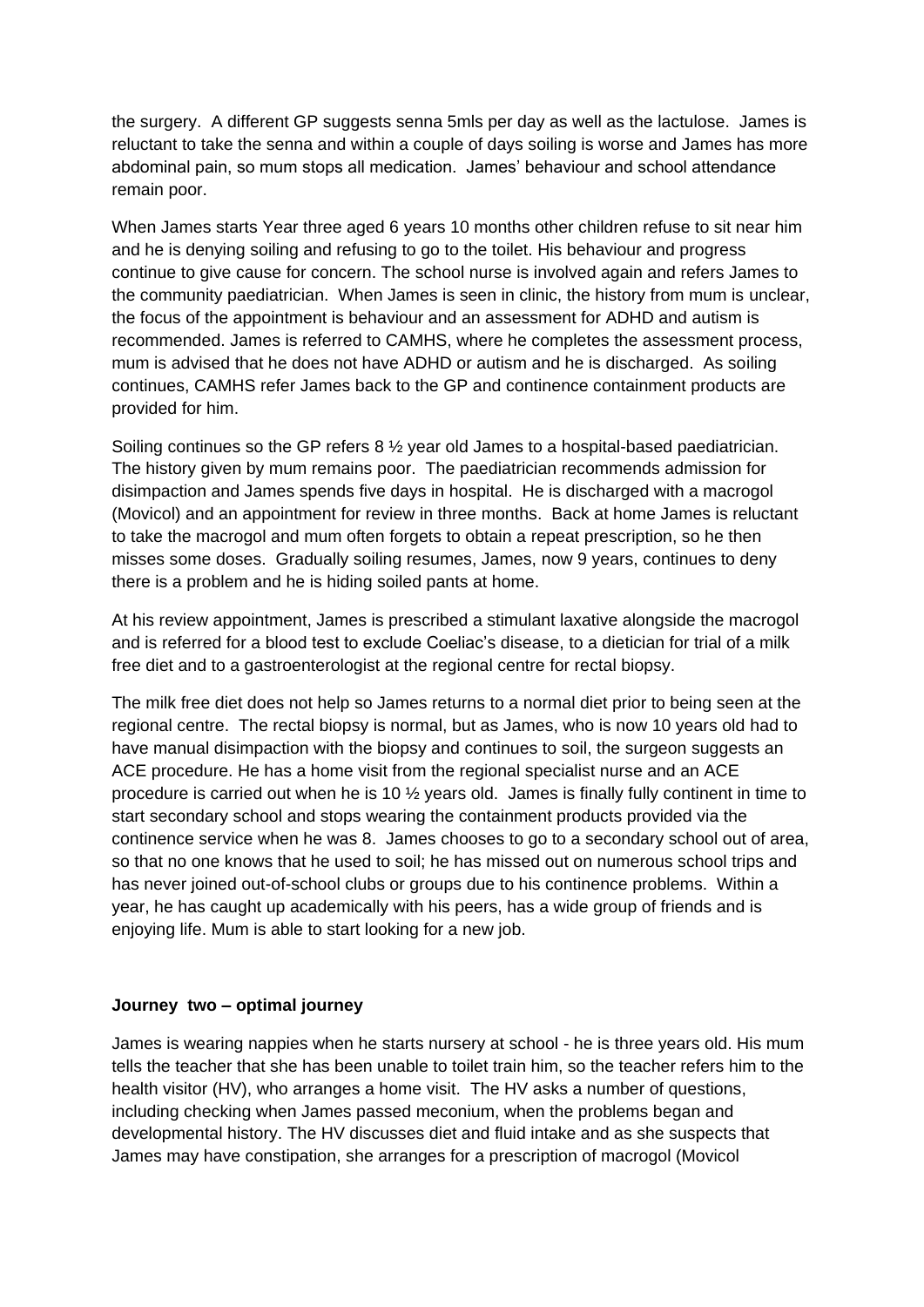the surgery. A different GP suggests senna 5mls per day as well as the lactulose. James is reluctant to take the senna and within a couple of days soiling is worse and James has more abdominal pain, so mum stops all medication. James' behaviour and school attendance remain poor.

When James starts Year three aged 6 years 10 months other children refuse to sit near him and he is denying soiling and refusing to go to the toilet. His behaviour and progress continue to give cause for concern. The school nurse is involved again and refers James to the community paediatrician. When James is seen in clinic, the history from mum is unclear, the focus of the appointment is behaviour and an assessment for ADHD and autism is recommended. James is referred to CAMHS, where he completes the assessment process, mum is advised that he does not have ADHD or autism and he is discharged. As soiling continues, CAMHS refer James back to the GP and continence containment products are provided for him.

Soiling continues so the GP refers 8 ½ year old James to a hospital-based paediatrician. The history given by mum remains poor. The paediatrician recommends admission for disimpaction and James spends five days in hospital. He is discharged with a macrogol (Movicol) and an appointment for review in three months. Back at home James is reluctant to take the macrogol and mum often forgets to obtain a repeat prescription, so he then misses some doses. Gradually soiling resumes, James, now 9 years, continues to deny there is a problem and he is hiding soiled pants at home.

At his review appointment, James is prescribed a stimulant laxative alongside the macrogol and is referred for a blood test to exclude Coeliac's disease, to a dietician for trial of a milk free diet and to a gastroenterologist at the regional centre for rectal biopsy.

The milk free diet does not help so James returns to a normal diet prior to being seen at the regional centre. The rectal biopsy is normal, but as James, who is now 10 years old had to have manual disimpaction with the biopsy and continues to soil, the surgeon suggests an ACE procedure. He has a home visit from the regional specialist nurse and an ACE procedure is carried out when he is 10 ½ years old. James is finally fully continent in time to start secondary school and stops wearing the containment products provided via the continence service when he was 8. James chooses to go to a secondary school out of area, so that no one knows that he used to soil; he has missed out on numerous school trips and has never joined out-of-school clubs or groups due to his continence problems. Within a year, he has caught up academically with his peers, has a wide group of friends and is enjoying life. Mum is able to start looking for a new job.

**Journey two – optimal journey**

James is wearing nappies when he starts nursery at school - he is three years old. His mum tells the teacher that she has been unable to toilet train him, so the teacher refers him to the health visitor (HV), who arranges a home visit. The HV asks a number of questions, including checking when James passed meconium, when the problems began and developmental history. The HV discusses diet and fluid intake and as she suspects that James may have constipation, she arranges for a prescription of macrogol (Movicol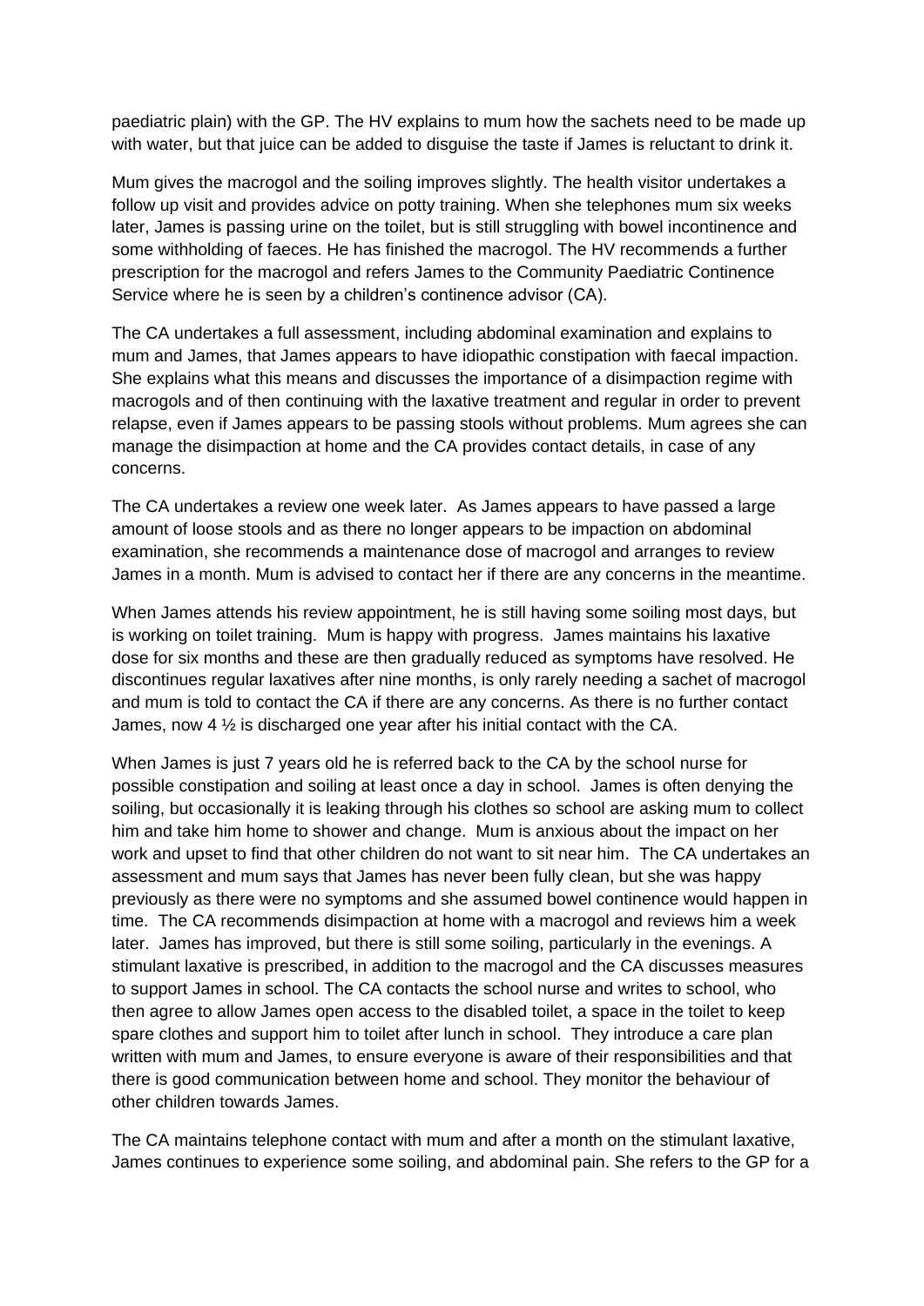paediatric plain) with the GP. The HV explains to mum how the sachets need to be made up with water, but that juice can be added to disguise the taste if James is reluctant to drink it.

Mum gives the macrogol and the soiling improves slightly. The health visitor undertakes a follow up visit and provides advice on potty training. When she telephones mum six weeks later, James is passing urine on the toilet, but is still struggling with bowel incontinence and some withholding of faeces. He has finished the macrogol. The HV recommends a further prescription for the macrogol and refers James to the Community Paediatric Continence Service where he is seen by a children's continence advisor (CA).

The CA undertakes a full assessment, including abdominal examination and explains to mum and James, that James appears to have idiopathic constipation with faecal impaction. She explains what this means and discusses the importance of a disimpaction regime with macrogols and of then continuing with the laxative treatment and regular in order to prevent relapse, even if James appears to be passing stools without problems. Mum agrees she can manage the disimpaction at home and the CA provides contact details, in case of any concerns.

The CA undertakes a review one week later. As James appears to have passed a large amount of loose stools and as there no longer appears to be impaction on abdominal examination, she recommends a maintenance dose of macrogol and arranges to review James in a month. Mum is advised to contact her if there are any concerns in the meantime.

When James attends his review appointment, he is still having some soiling most days, but is working on toilet training. Mum is happy with progress. James maintains his laxative dose for six months and these are then gradually reduced as symptoms have resolved. He discontinues regular laxatives after nine months, is only rarely needing a sachet of macrogol and mum is told to contact the CA if there are any concerns. As there is no further contact James, now 4 ½ is discharged one year after his initial contact with the CA.

When James is just 7 years old he is referred back to the CA by the school nurse for possible constipation and soiling at least once a day in school. James is often denying the soiling, but occasionally it is leaking through his clothes so school are asking mum to collect him and take him home to shower and change. Mum is anxious about the impact on her work and upset to find that other children do not want to sit near him. The CA undertakes an assessment and mum says that James has never been fully clean, but she was happy previously as there were no symptoms and she assumed bowel continence would happen in time. The CA recommends disimpaction at home with a macrogol and reviews him a week later. James has improved, but there is still some soiling, particularly in the evenings. A stimulant laxative is prescribed, in addition to the macrogol and the CA discusses measures to support James in school. The CA contacts the school nurse and writes to school, who then agree to allow James open access to the disabled toilet, a space in the toilet to keep spare clothes and support him to toilet after lunch in school. They introduce a care plan written with mum and James, to ensure everyone is aware of their responsibilities and that there is good communication between home and school. They monitor the behaviour of other children towards James.

The CA maintains telephone contact with mum and after a month on the stimulant laxative, James continues to experience some soiling, and abdominal pain. She refers to the GP for a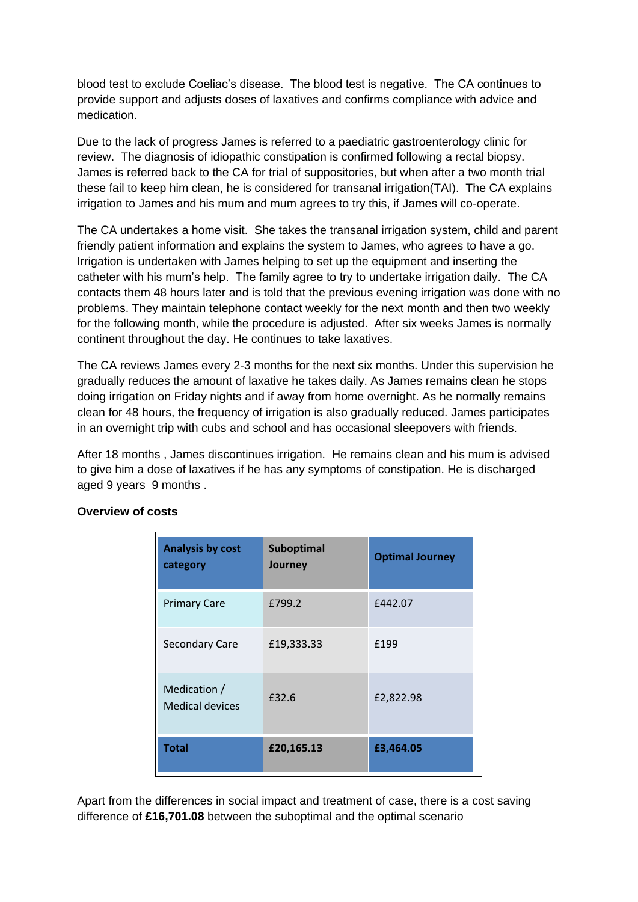blood test to exclude Coeliac's disease. The blood test is negative. The CA continues to provide support and adjusts doses of laxatives and confirms compliance with advice and medication.

Due to the lack of progress James is referred to a paediatric gastroenterology clinic for review. The diagnosis of idiopathic constipation is confirmed following a rectal biopsy. James is referred back to the CA for trial of suppositories, but when after a two month trial these fail to keep him clean, he is considered for transanal irrigation(TAI). The CA explains irrigation to James and his mum and mum agrees to try this, if James will co-operate.

The CA undertakes a home visit. She takes the transanal irrigation system, child and parent friendly patient information and explains the system to James, who agrees to have a go. Irrigation is undertaken with James helping to set up the equipment and inserting the catheter with his mum's help. The family agree to try to undertake irrigation daily. The CA contacts them 48 hours later and is told that the previous evening irrigation was done with no problems. They maintain telephone contact weekly for the next month and then two weekly for the following month, while the procedure is adjusted. After six weeks James is normally continent throughout the day. He continues to take laxatives.

The CA reviews James every 2-3 months for the next six months. Under this supervision he gradually reduces the amount of laxative he takes daily. As James remains clean he stops doing irrigation on Friday nights and if away from home overnight. As he normally remains clean for 48 hours, the frequency of irrigation is also gradually reduced. James participates in an overnight trip with cubs and school and has occasional sleepovers with friends.

After 18 months , James discontinues irrigation. He remains clean and his mum is advised to give him a dose of laxatives if he has any symptoms of constipation. He is discharged aged 9 years 9 months .

**Overview of costs**

| **Analysis by cost category** | **Suboptimal Journey** | **Optimal Journey** |
|---|---|---|
| Primary Care | £799.2 | £442.07 |
| Secondary Care | £19,333.33 | £199 |
| Medication / Medical devices | £32.6 | £2,822.98 |
| **Total** | **£20,165.13** | **£3,464.05** |

Apart from the differences in social impact and treatment of case, there is a cost saving difference of **£16,701.08** between the suboptimal and the optimal scenario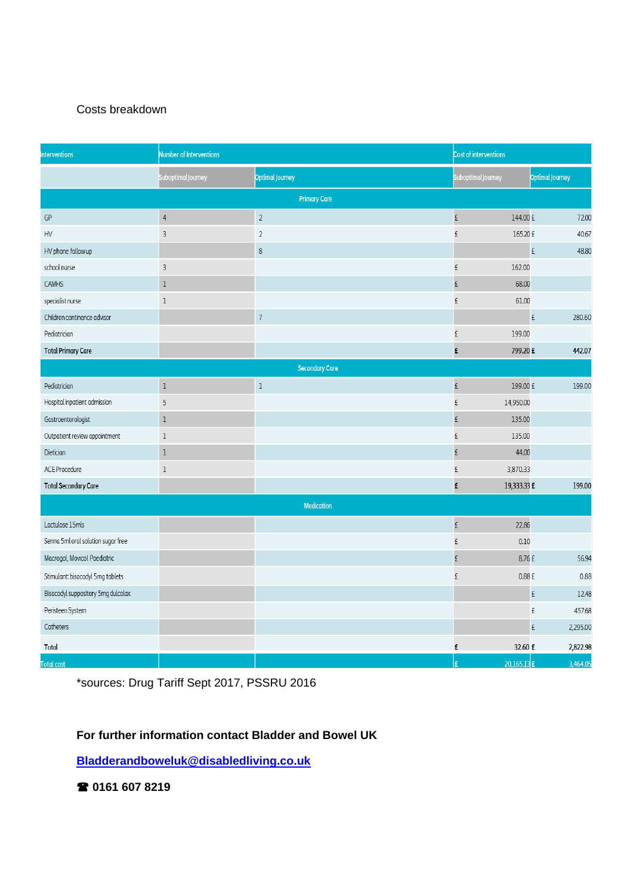Costs breakdown

| Interventions | Number of Interventions | | Cost of interventions | |
|---|---|---|---|---|
| | Suboptimal Journey | Optimal Journey | Suboptimal Journey | Optimal Journey |
| **Primary Care** | | | | |
| GP | 4 | 2 | £ 144.00 | £ 72.00 |
| HV | 3 | 2 | £ 165.20 | £ 40.67 |
| HV phone followup | | 8 | | £ 48.80 |
| school nurse | 3 | | £ 162.00 | |
| CAMHS | 1 | | £ 68.00 | |
| specialist nurse | 1 | | £ 61.00 | |
| Children continence advisor | | 7 | | £ 280.60 |
| Pediatrician | | | £ 199.00 | |
| **Total Primary Care** | | | **£ 799.20** | **£ 442.07** |
| **Secondary Care** | | | | |
| Pediatrician | 1 | 1 | £ 199.00 | £ 199.00 |
| Hospital inpatient admission | 5 | | £ 14,950.00 | |
| Gastroenterologist | 1 | | £ 135.00 | |
| Outpatient review appointment | 1 | | £ 135.00 | |
| Dietician | 1 | | £ 44.00 | |
| ACE Procedure | 1 | | £ 3,870.33 | |
| **Total Secondary Care** | | | **£ 19,333.33** | **£ 199.00** |
| **Medication** | | | | |
| Lactulose 15mls | | | £ 22.86 | |
| Senna 5ml oral solution sugar free | | | £ 0.10 | |
| Macrogol, Movicol Paediatric | | | £ 8.76 | £ 56.94 |
| Stimulant: bisacodyl 5mg tablets | | | £ 0.88 | £ 0.88 |
| Bisacodyl suppository 5mg dulcolax | | | | £ 12.48 |
| Peristeen System | | | | £ 457.68 |
| Catheters | | | | £ 2,295.00 |
| Total | | | £ 32.60 | £ 2,822.98 |
| Total cost | | | £ 20,165.13 | £ 3,464.05 |

*sources: Drug Tariff Sept 2017, PSSRU 2016

**For further information contact Bladder and Bowel UK**

**[Bladderandboweluk@disabledliving.co.uk](mailto:Bladderandboweluk@disabledliving.co.uk)**

**☎ 0161 607 8219**